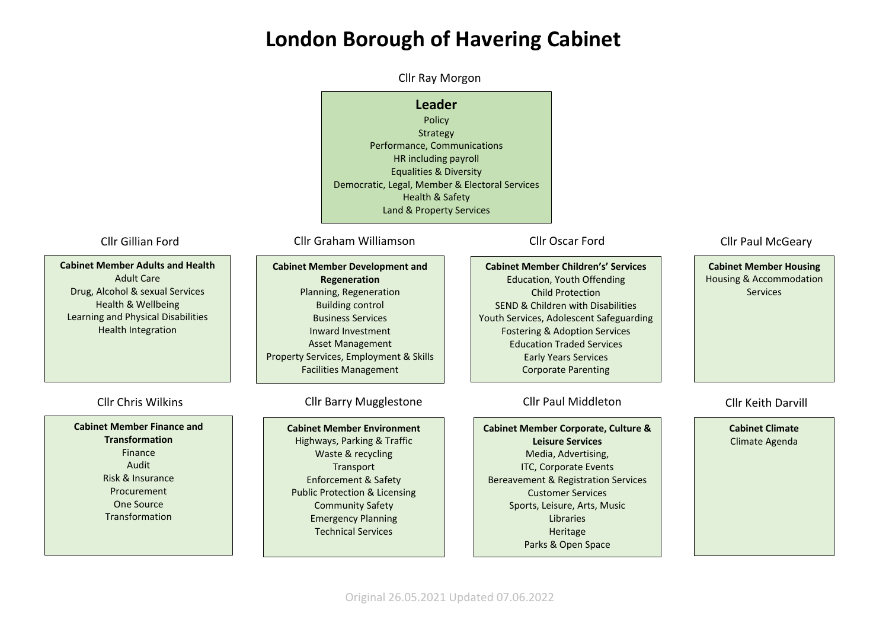# London Borough of Havering Cabinet

Cllr Ray Morgon

**Leader**

Policy
Strategy
Performance, Communications
HR including payroll
Equalities & Diversity
Democratic, Legal, Member & Electoral Services
Health & Safety
Land & Property Services

---

Cllr Gillian Ford

**Cabinet Member Adults and Health**

Adult Care
Drug, Alcohol & sexual Services
Health & Wellbeing
Learning and Physical Disabilities
Health Integration

---

Cllr Graham Williamson

**Cabinet Member Development and Regeneration**

Planning, Regeneration
Building control
Business Services
Inward Investment
Asset Management
Property Services, Employment & Skills
Facilities Management

---

Cllr Oscar Ford

**Cabinet Member Children's' Services**

Education, Youth Offending
Child Protection
SEND & Children with Disabilities
Youth Services, Adolescent Safeguarding
Fostering & Adoption Services
Education Traded Services
Early Years Services
Corporate Parenting

---

Cllr Paul McGeary

**Cabinet Member Housing**

Housing & Accommodation Services

---

Cllr Chris Wilkins

**Cabinet Member Finance and Transformation**

Finance
Audit
Risk & Insurance
Procurement
One Source
Transformation

---

Cllr Barry Mugglestone

**Cabinet Member Environment**

Highways, Parking & Traffic
Waste & recycling
Transport
Enforcement & Safety
Public Protection & Licensing
Community Safety
Emergency Planning
Technical Services

---

Cllr Paul Middleton

**Cabinet Member Corporate, Culture & Leisure Services**

Media, Advertising,
ITC, Corporate Events
Bereavement & Registration Services
Customer Services
Sports, Leisure, Arts, Music
Libraries
Heritage
Parks & Open Space

---

Cllr Keith Darvill

**Cabinet Climate**

Climate Agenda

---

Original 26.05.2021 Updated 07.06.2022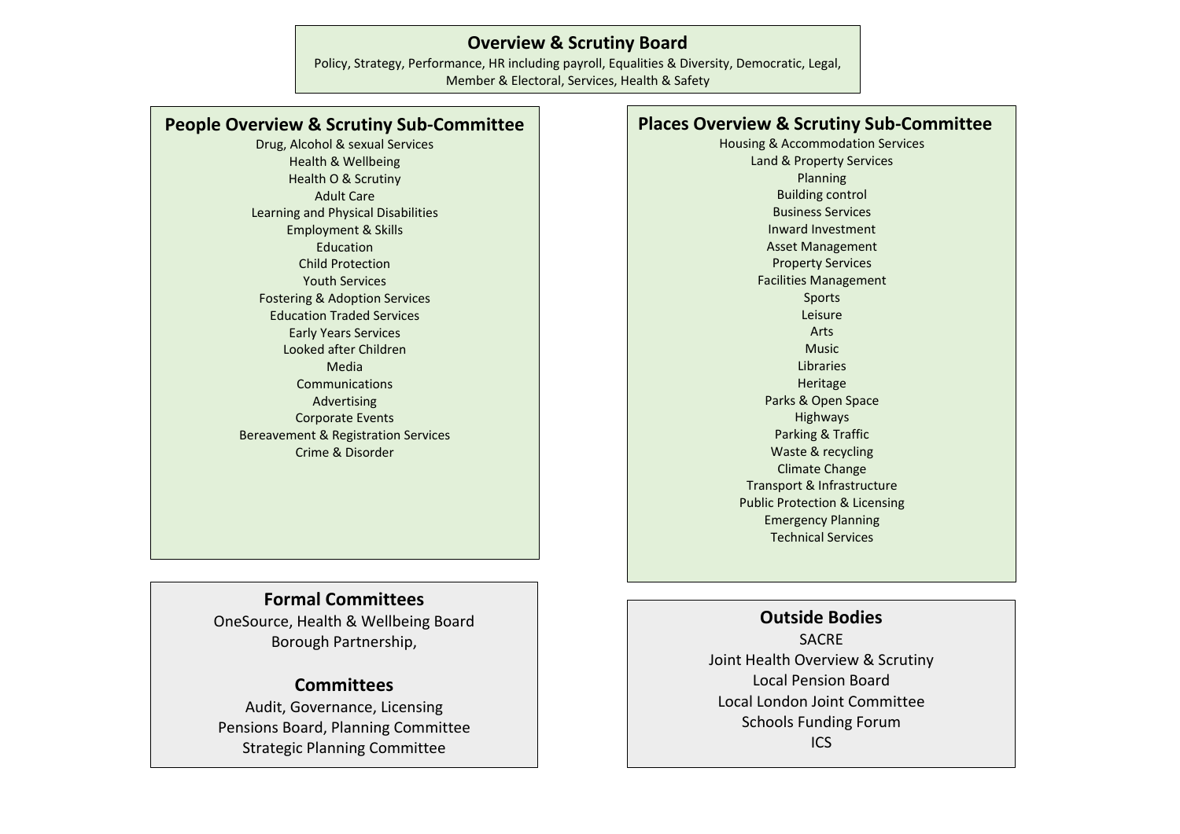## Overview & Scrutiny Board

Policy, Strategy, Performance, HR including payroll, Equalities & Diversity, Democratic, Legal, Member & Electoral, Services, Health & Safety

### People Overview & Scrutiny Sub-Committee

Drug, Alcohol & sexual Services
Health & Wellbeing
Health O & Scrutiny
Adult Care
Learning and Physical Disabilities
Employment & Skills
Education
Child Protection
Youth Services
Fostering & Adoption Services
Education Traded Services
Early Years Services
Looked after Children
Media
Communications
Advertising
Corporate Events
Bereavement & Registration Services
Crime & Disorder

### Places Overview & Scrutiny Sub-Committee

Housing & Accommodation Services
Land & Property Services
Planning
Building control
Business Services
Inward Investment
Asset Management
Property Services
Facilities Management
Sports
Leisure
Arts
Music
Libraries
Heritage
Parks & Open Space
Highways
Parking & Traffic
Waste & recycling
Climate Change
Transport & Infrastructure
Public Protection & Licensing
Emergency Planning
Technical Services

### Formal Committees

OneSource, Health & Wellbeing Board
Borough Partnership,

### Committees

Audit, Governance, Licensing
Pensions Board, Planning Committee
Strategic Planning Committee

### Outside Bodies

SACRE
Joint Health Overview & Scrutiny
Local Pension Board
Local London Joint Committee
Schools Funding Forum
ICS